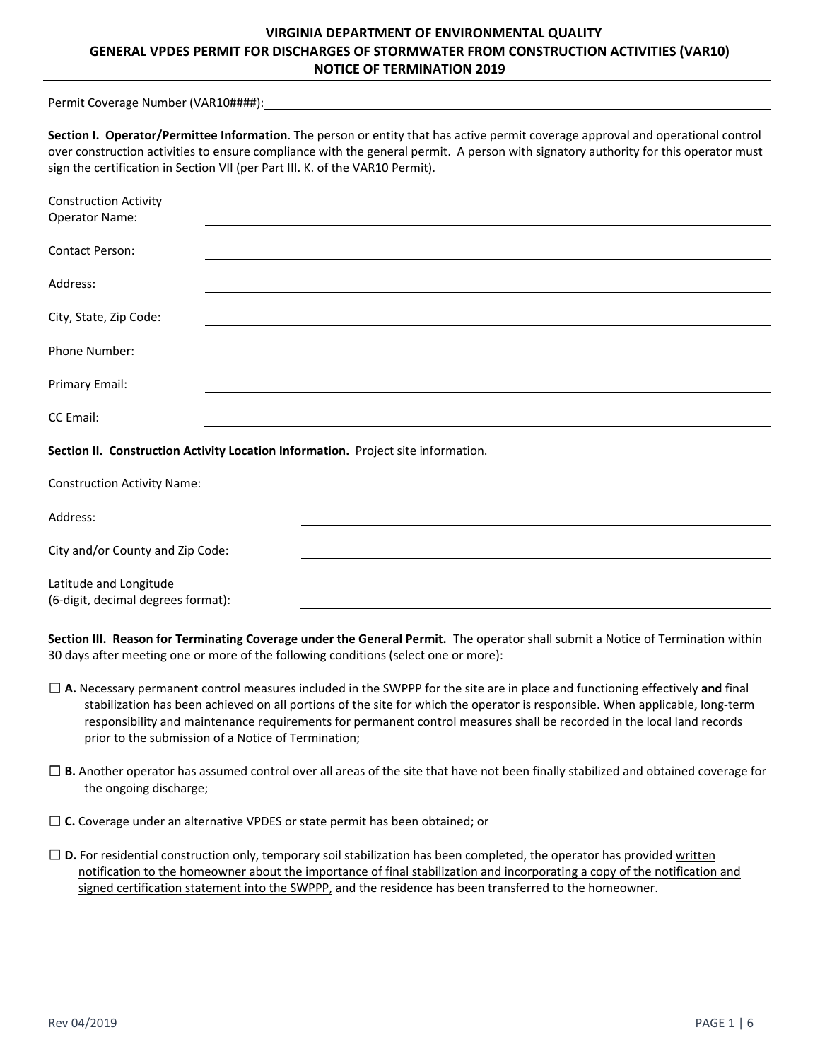# VIRGINIA DEPARTMENT OF ENVIRONMENTAL QUALITY
## GENERAL VPDES PERMIT FOR DISCHARGES OF STORMWATER FROM CONSTRUCTION ACTIVITIES (VAR10)
## NOTICE OF TERMINATION 2019

Permit Coverage Number (VAR10####): ______________________________

**Section I. Operator/Permittee Information**. The person or entity that has active permit coverage approval and operational control over construction activities to ensure compliance with the general permit. A person with signatory authority for this operator must sign the certification in Section VII (per Part III. K. of the VAR10 Permit).

Construction Activity Operator Name: ______________________________

Contact Person: ______________________________

Address: ______________________________

City, State, Zip Code: ______________________________

Phone Number: ______________________________

Primary Email: ______________________________

CC Email: ______________________________

**Section II. Construction Activity Location Information.** Project site information.

Construction Activity Name: ______________________________

Address: ______________________________

City and/or County and Zip Code: ______________________________

Latitude and Longitude (6-digit, decimal degrees format): ______________________________

**Section III. Reason for Terminating Coverage under the General Permit.** The operator shall submit a Notice of Termination within 30 days after meeting one or more of the following conditions (select one or more):

☐ **A.** Necessary permanent control measures included in the SWPPP for the site are in place and functioning effectively **and** final stabilization has been achieved on all portions of the site for which the operator is responsible. When applicable, long-term responsibility and maintenance requirements for permanent control measures shall be recorded in the local land records prior to the submission of a Notice of Termination;

☐ **B.** Another operator has assumed control over all areas of the site that have not been finally stabilized and obtained coverage for the ongoing discharge;

☐ **C.** Coverage under an alternative VPDES or state permit has been obtained; or

☐ **D.** For residential construction only, temporary soil stabilization has been completed, the operator has provided written notification to the homeowner about the importance of final stabilization and incorporating a copy of the notification and signed certification statement into the SWPPP, and the residence has been transferred to the homeowner.

Rev 04/2019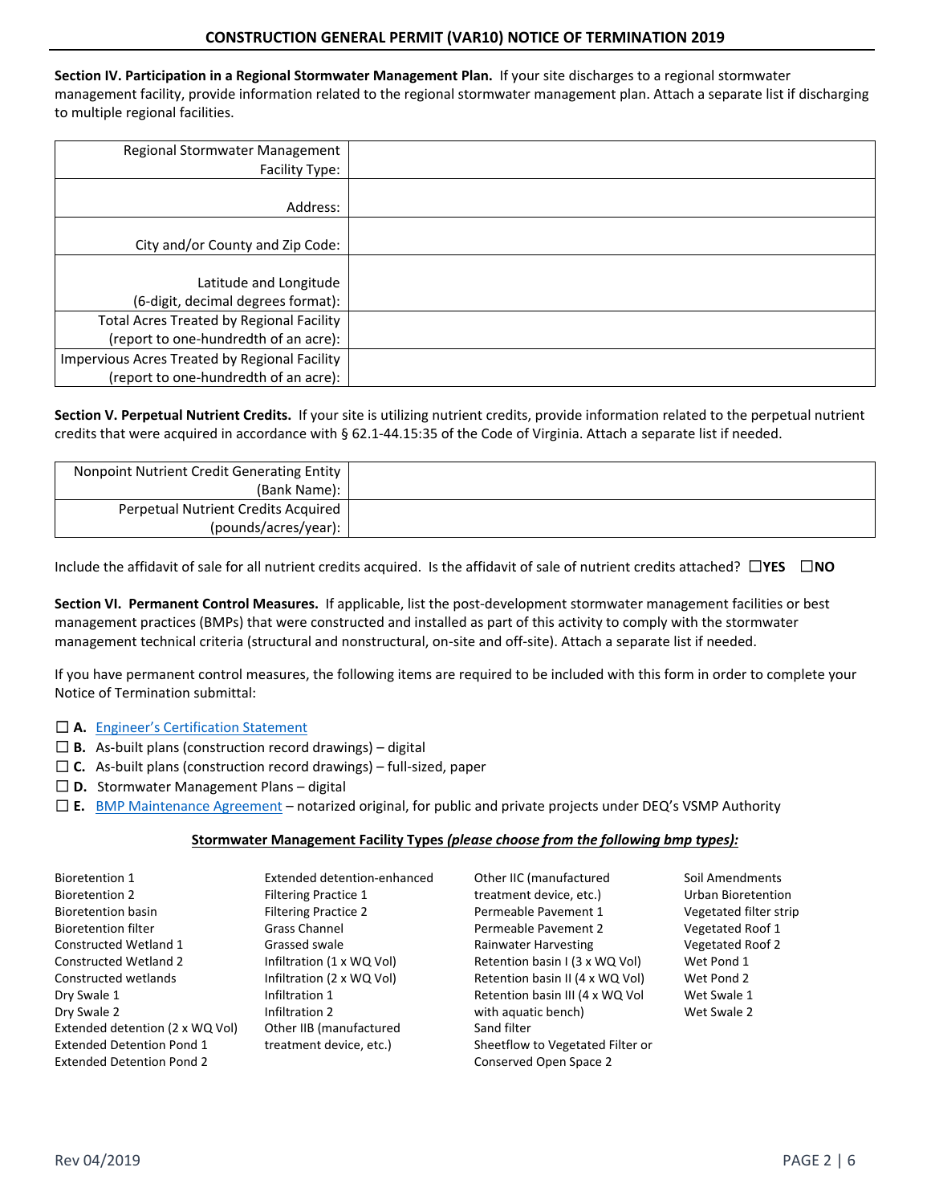## CONSTRUCTION GENERAL PERMIT (VAR10) NOTICE OF TERMINATION 2019

**Section IV. Participation in a Regional Stormwater Management Plan.** If your site discharges to a regional stormwater management facility, provide information related to the regional stormwater management plan. Attach a separate list if discharging to multiple regional facilities.

| | |
|---|---|
| Regional Stormwater Management Facility Type: | |
| Address: | |
| City and/or County and Zip Code: | |
| Latitude and Longitude (6-digit, decimal degrees format): | |
| Total Acres Treated by Regional Facility (report to one-hundredth of an acre): | |
| Impervious Acres Treated by Regional Facility (report to one-hundredth of an acre): | |

**Section V. Perpetual Nutrient Credits.** If your site is utilizing nutrient credits, provide information related to the perpetual nutrient credits that were acquired in accordance with § 62.1-44.15:35 of the Code of Virginia. Attach a separate list if needed.

| | |
|---|---|
| Nonpoint Nutrient Credit Generating Entity (Bank Name): | |
| Perpetual Nutrient Credits Acquired (pounds/acres/year): | |

Include the affidavit of sale for all nutrient credits acquired. Is the affidavit of sale of nutrient credits attached? ☐**YES** ☐**NO**

**Section VI. Permanent Control Measures.** If applicable, list the post-development stormwater management facilities or best management practices (BMPs) that were constructed and installed as part of this activity to comply with the stormwater management technical criteria (structural and nonstructural, on-site and off-site). Attach a separate list if needed.

If you have permanent control measures, the following items are required to be included with this form in order to complete your Notice of Termination submittal:

- ☐ **A.** Engineer's Certification Statement
- ☐ **B.** As-built plans (construction record drawings) – digital
- ☐ **C.** As-built plans (construction record drawings) – full-sized, paper
- ☐ **D.** Stormwater Management Plans – digital
- ☐ **E.** BMP Maintenance Agreement – notarized original, for public and private projects under DEQ's VSMP Authority

**Stormwater Management Facility Types *(please choose from the following bmp types):***

Bioretention 1
Bioretention 2
Bioretention basin
Bioretention filter
Constructed Wetland 1
Constructed Wetland 2
Constructed wetlands
Dry Swale 1
Dry Swale 2
Extended detention (2 x WQ Vol)
Extended Detention Pond 1
Extended Detention Pond 2
Extended detention-enhanced
Filtering Practice 1
Filtering Practice 2
Grass Channel
Grassed swale
Infiltration (1 x WQ Vol)
Infiltration (2 x WQ Vol)
Infiltration 1
Infiltration 2
Other IIB (manufactured treatment device, etc.)
Other IIC (manufactured treatment device, etc.)
Permeable Pavement 1
Permeable Pavement 2
Rainwater Harvesting
Retention basin I (3 x WQ Vol)
Retention basin II (4 x WQ Vol)
Retention basin III (4 x WQ Vol with aquatic bench)
Sand filter
Sheetflow to Vegetated Filter or Conserved Open Space 2
Soil Amendments
Urban Bioretention
Vegetated filter strip
Vegetated Roof 1
Vegetated Roof 2
Wet Pond 1
Wet Pond 2
Wet Swale 1
Wet Swale 2

Rev 04/2019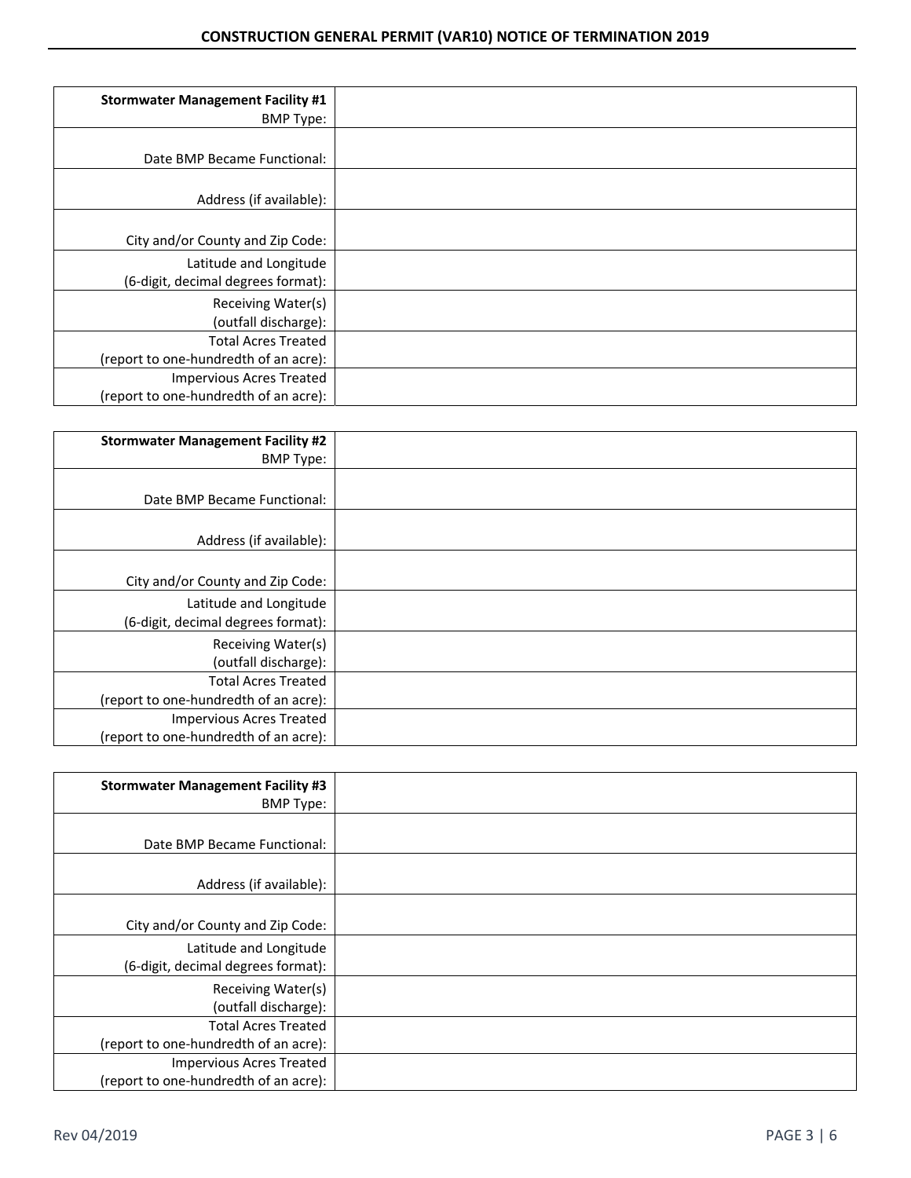| **Stormwater Management Facility #1** BMP Type: | |
|---|---|
| Date BMP Became Functional: | |
| Address (if available): | |
| City and/or County and Zip Code: | |
| Latitude and Longitude (6-digit, decimal degrees format): | |
| Receiving Water(s) (outfall discharge): | |
| Total Acres Treated (report to one-hundredth of an acre): | |
| Impervious Acres Treated (report to one-hundredth of an acre): | |

| **Stormwater Management Facility #2** BMP Type: | |
|---|---|
| Date BMP Became Functional: | |
| Address (if available): | |
| City and/or County and Zip Code: | |
| Latitude and Longitude (6-digit, decimal degrees format): | |
| Receiving Water(s) (outfall discharge): | |
| Total Acres Treated (report to one-hundredth of an acre): | |
| Impervious Acres Treated (report to one-hundredth of an acre): | |

| **Stormwater Management Facility #3** BMP Type: | |
|---|---|
| Date BMP Became Functional: | |
| Address (if available): | |
| City and/or County and Zip Code: | |
| Latitude and Longitude (6-digit, decimal degrees format): | |
| Receiving Water(s) (outfall discharge): | |
| Total Acres Treated (report to one-hundredth of an acre): | |
| Impervious Acres Treated (report to one-hundredth of an acre): | |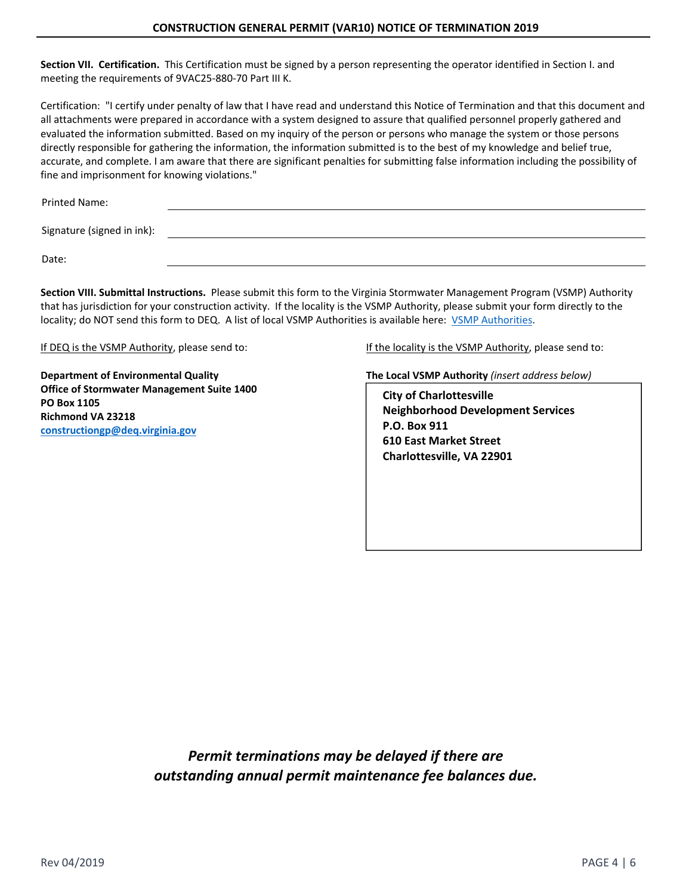**Section VII. Certification.** This Certification must be signed by a person representing the operator identified in Section I. and meeting the requirements of 9VAC25-880-70 Part III K.

Certification: "I certify under penalty of law that I have read and understand this Notice of Termination and that this document and all attachments were prepared in accordance with a system designed to assure that qualified personnel properly gathered and evaluated the information submitted. Based on my inquiry of the person or persons who manage the system or those persons directly responsible for gathering the information, the information submitted is to the best of my knowledge and belief true, accurate, and complete. I am aware that there are significant penalties for submitting false information including the possibility of fine and imprisonment for knowing violations."

Printed Name: ______________________________

Signature (signed in ink): ______________________________

Date: ______________________________

**Section VIII. Submittal Instructions.** Please submit this form to the Virginia Stormwater Management Program (VSMP) Authority that has jurisdiction for your construction activity. If the locality is the VSMP Authority, please submit your form directly to the locality; do NOT send this form to DEQ. A list of local VSMP Authorities is available here: VSMP Authorities.

If DEQ is the VSMP Authority, please send to:

**Department of Environmental Quality**
**Office of Stormwater Management Suite 1400**
**PO Box 1105**
**Richmond VA 23218**
**constructiongp@deq.virginia.gov**

If the locality is the VSMP Authority, please send to:

**The Local VSMP Authority** *(insert address below)*

**City of Charlottesville**
**Neighborhood Development Services**
**P.O. Box 911**
**610 East Market Street**
**Charlottesville, VA 22901**

***Permit terminations may be delayed if there are outstanding annual permit maintenance fee balances due.***

Rev 04/2019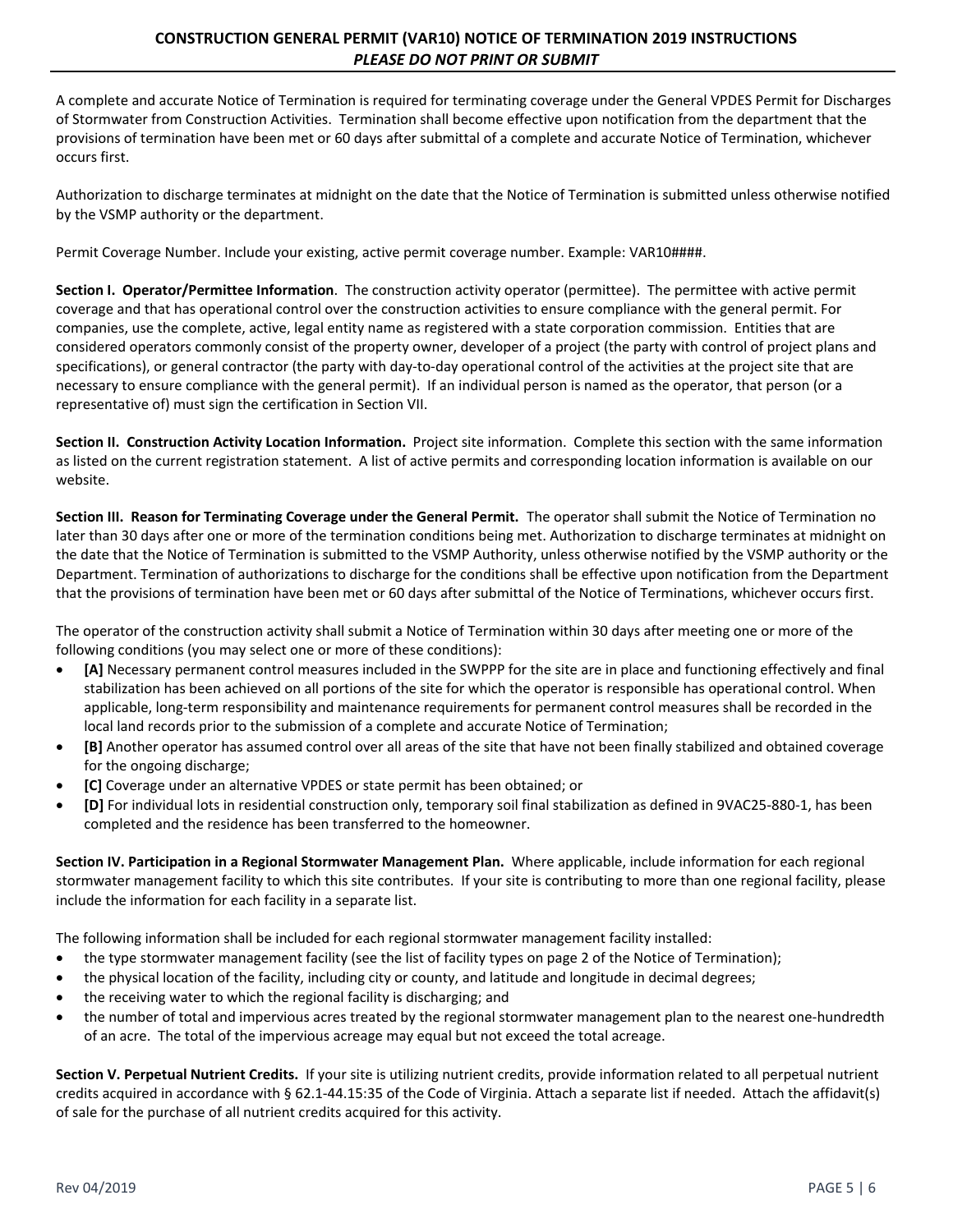## CONSTRUCTION GENERAL PERMIT (VAR10) NOTICE OF TERMINATION 2019 INSTRUCTIONS

***PLEASE DO NOT PRINT OR SUBMIT***

A complete and accurate Notice of Termination is required for terminating coverage under the General VPDES Permit for Discharges of Stormwater from Construction Activities. Termination shall become effective upon notification from the department that the provisions of termination have been met or 60 days after submittal of a complete and accurate Notice of Termination, whichever occurs first.

Authorization to discharge terminates at midnight on the date that the Notice of Termination is submitted unless otherwise notified by the VSMP authority or the department.

Permit Coverage Number. Include your existing, active permit coverage number. Example: VAR10####.

**Section I. Operator/Permittee Information**. The construction activity operator (permittee). The permittee with active permit coverage and that has operational control over the construction activities to ensure compliance with the general permit. For companies, use the complete, active, legal entity name as registered with a state corporation commission. Entities that are considered operators commonly consist of the property owner, developer of a project (the party with control of project plans and specifications), or general contractor (the party with day-to-day operational control of the activities at the project site that are necessary to ensure compliance with the general permit). If an individual person is named as the operator, that person (or a representative of) must sign the certification in Section VII.

**Section II. Construction Activity Location Information.** Project site information. Complete this section with the same information as listed on the current registration statement. A list of active permits and corresponding location information is available on our website.

**Section III. Reason for Terminating Coverage under the General Permit.** The operator shall submit the Notice of Termination no later than 30 days after one or more of the termination conditions being met. Authorization to discharge terminates at midnight on the date that the Notice of Termination is submitted to the VSMP Authority, unless otherwise notified by the VSMP authority or the Department. Termination of authorizations to discharge for the conditions shall be effective upon notification from the Department that the provisions of termination have been met or 60 days after submittal of the Notice of Terminations, whichever occurs first.

The operator of the construction activity shall submit a Notice of Termination within 30 days after meeting one or more of the following conditions (you may select one or more of these conditions):

- **[A]** Necessary permanent control measures included in the SWPPP for the site are in place and functioning effectively and final stabilization has been achieved on all portions of the site for which the operator is responsible has operational control. When applicable, long-term responsibility and maintenance requirements for permanent control measures shall be recorded in the local land records prior to the submission of a complete and accurate Notice of Termination;
- **[B]** Another operator has assumed control over all areas of the site that have not been finally stabilized and obtained coverage for the ongoing discharge;
- **[C]** Coverage under an alternative VPDES or state permit has been obtained; or
- **[D]** For individual lots in residential construction only, temporary soil final stabilization as defined in 9VAC25-880-1, has been completed and the residence has been transferred to the homeowner.

**Section IV. Participation in a Regional Stormwater Management Plan.** Where applicable, include information for each regional stormwater management facility to which this site contributes. If your site is contributing to more than one regional facility, please include the information for each facility in a separate list.

The following information shall be included for each regional stormwater management facility installed:

- the type stormwater management facility (see the list of facility types on page 2 of the Notice of Termination);
- the physical location of the facility, including city or county, and latitude and longitude in decimal degrees;
- the receiving water to which the regional facility is discharging; and
- the number of total and impervious acres treated by the regional stormwater management plan to the nearest one-hundredth of an acre. The total of the impervious acreage may equal but not exceed the total acreage.

**Section V. Perpetual Nutrient Credits.** If your site is utilizing nutrient credits, provide information related to all perpetual nutrient credits acquired in accordance with § 62.1-44.15:35 of the Code of Virginia. Attach a separate list if needed. Attach the affidavit(s) of sale for the purchase of all nutrient credits acquired for this activity.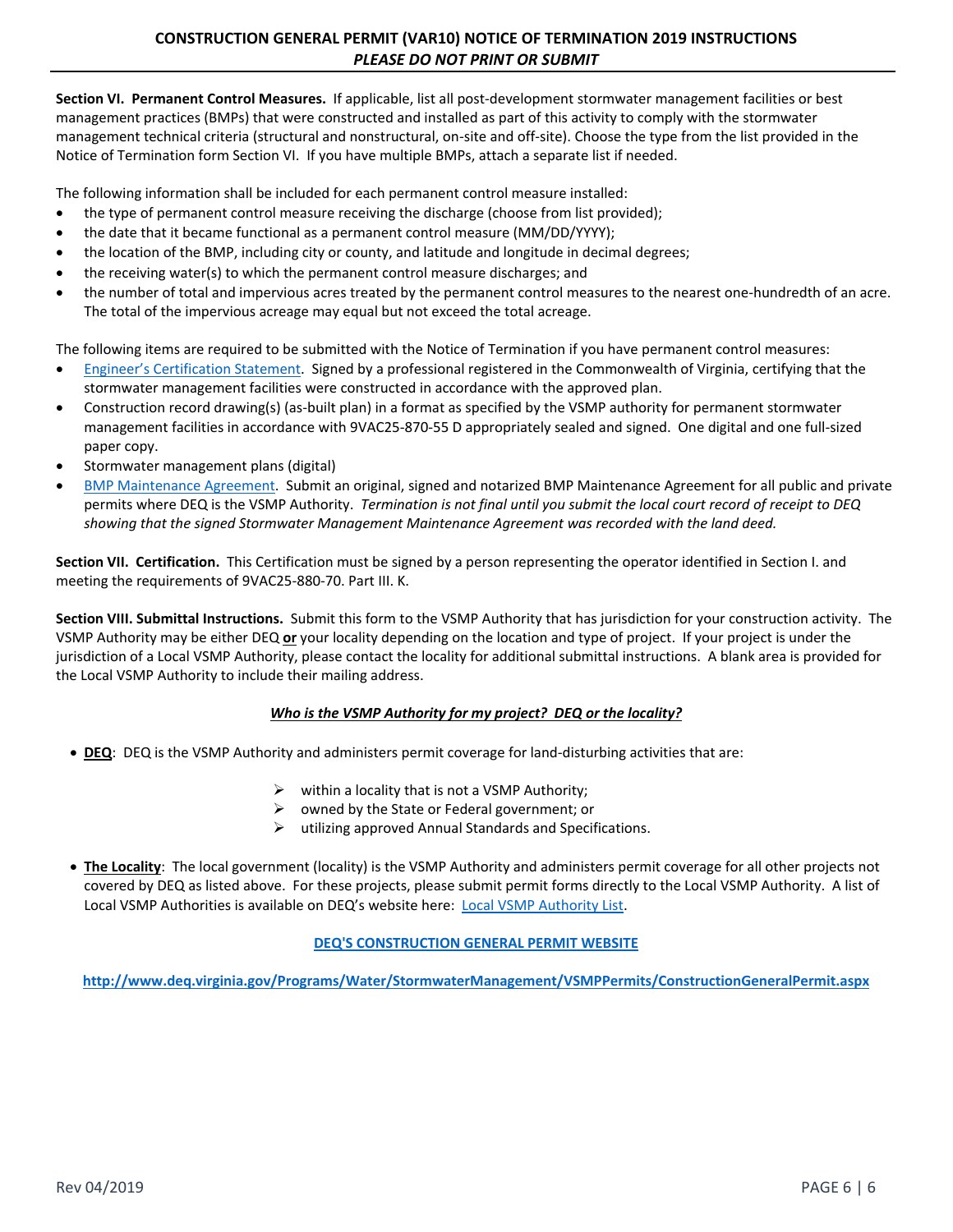**Section VI. Permanent Control Measures.** If applicable, list all post-development stormwater management facilities or best management practices (BMPs) that were constructed and installed as part of this activity to comply with the stormwater management technical criteria (structural and nonstructural, on-site and off-site). Choose the type from the list provided in the Notice of Termination form Section VI. If you have multiple BMPs, attach a separate list if needed.

The following information shall be included for each permanent control measure installed:

- the type of permanent control measure receiving the discharge (choose from list provided);
- the date that it became functional as a permanent control measure (MM/DD/YYYY);
- the location of the BMP, including city or county, and latitude and longitude in decimal degrees;
- the receiving water(s) to which the permanent control measure discharges; and
- the number of total and impervious acres treated by the permanent control measures to the nearest one-hundredth of an acre. The total of the impervious acreage may equal but not exceed the total acreage.

The following items are required to be submitted with the Notice of Termination if you have permanent control measures:

- Engineer's Certification Statement. Signed by a professional registered in the Commonwealth of Virginia, certifying that the stormwater management facilities were constructed in accordance with the approved plan.
- Construction record drawing(s) (as-built plan) in a format as specified by the VSMP authority for permanent stormwater management facilities in accordance with 9VAC25-870-55 D appropriately sealed and signed. One digital and one full-sized paper copy.
- Stormwater management plans (digital)
- BMP Maintenance Agreement. Submit an original, signed and notarized BMP Maintenance Agreement for all public and private permits where DEQ is the VSMP Authority. *Termination is not final until you submit the local court record of receipt to DEQ showing that the signed Stormwater Management Maintenance Agreement was recorded with the land deed.*

**Section VII. Certification.** This Certification must be signed by a person representing the operator identified in Section I. and meeting the requirements of 9VAC25-880-70. Part III. K.

**Section VIII. Submittal Instructions.** Submit this form to the VSMP Authority that has jurisdiction for your construction activity. The VSMP Authority may be either DEQ **or** your locality depending on the location and type of project. If your project is under the jurisdiction of a Local VSMP Authority, please contact the locality for additional submittal instructions. A blank area is provided for the Local VSMP Authority to include their mailing address.

***Who is the VSMP Authority for my project? DEQ or the locality?***

- **DEQ**: DEQ is the VSMP Authority and administers permit coverage for land-disturbing activities that are:
  - within a locality that is not a VSMP Authority;
  - owned by the State or Federal government; or
  - utilizing approved Annual Standards and Specifications.
- **The Locality**: The local government (locality) is the VSMP Authority and administers permit coverage for all other projects not covered by DEQ as listed above. For these projects, please submit permit forms directly to the Local VSMP Authority. A list of Local VSMP Authorities is available on DEQ's website here: Local VSMP Authority List.

**DEQ'S CONSTRUCTION GENERAL PERMIT WEBSITE**

**http://www.deq.virginia.gov/Programs/Water/StormwaterManagement/VSMPPermits/ConstructionGeneralPermit.aspx**